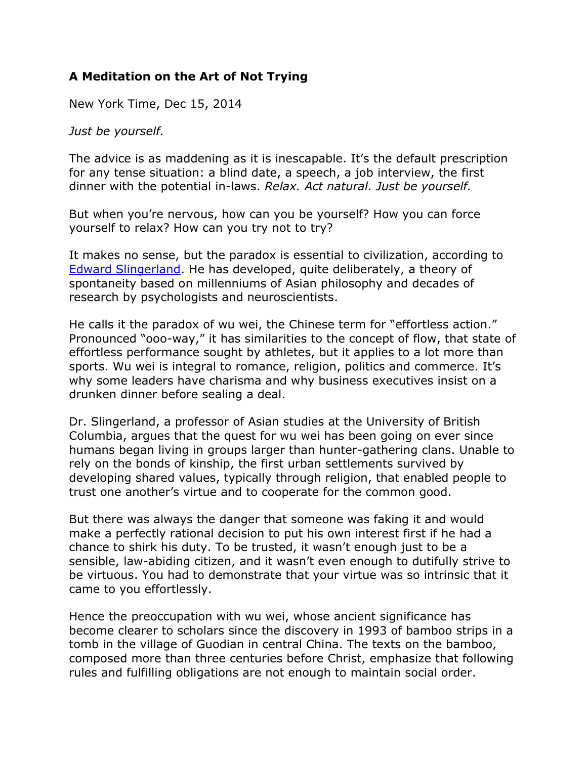**A Meditation on the Art of Not Trying**

New York Time, Dec 15, 2014

*Just be yourself.*

The advice is as maddening as it is inescapable. It's the default prescription for any tense situation: a blind date, a speech, a job interview, the first dinner with the potential in-laws. *Relax. Act natural. Just be yourself.*

But when you're nervous, how can you be yourself? How you can force yourself to relax? How can you try not to try?

It makes no sense, but the paradox is essential to civilization, according to [Edward Slingerland](). He has developed, quite deliberately, a theory of spontaneity based on millenniums of Asian philosophy and decades of research by psychologists and neuroscientists.

He calls it the paradox of wu wei, the Chinese term for "effortless action." Pronounced "ooo-way," it has similarities to the concept of flow, that state of effortless performance sought by athletes, but it applies to a lot more than sports. Wu wei is integral to romance, religion, politics and commerce. It's why some leaders have charisma and why business executives insist on a drunken dinner before sealing a deal.

Dr. Slingerland, a professor of Asian studies at the University of British Columbia, argues that the quest for wu wei has been going on ever since humans began living in groups larger than hunter-gathering clans. Unable to rely on the bonds of kinship, the first urban settlements survived by developing shared values, typically through religion, that enabled people to trust one another's virtue and to cooperate for the common good.

But there was always the danger that someone was faking it and would make a perfectly rational decision to put his own interest first if he had a chance to shirk his duty. To be trusted, it wasn't enough just to be a sensible, law-abiding citizen, and it wasn't even enough to dutifully strive to be virtuous. You had to demonstrate that your virtue was so intrinsic that it came to you effortlessly.

Hence the preoccupation with wu wei, whose ancient significance has become clearer to scholars since the discovery in 1993 of bamboo strips in a tomb in the village of Guodian in central China. The texts on the bamboo, composed more than three centuries before Christ, emphasize that following rules and fulfilling obligations are not enough to maintain social order.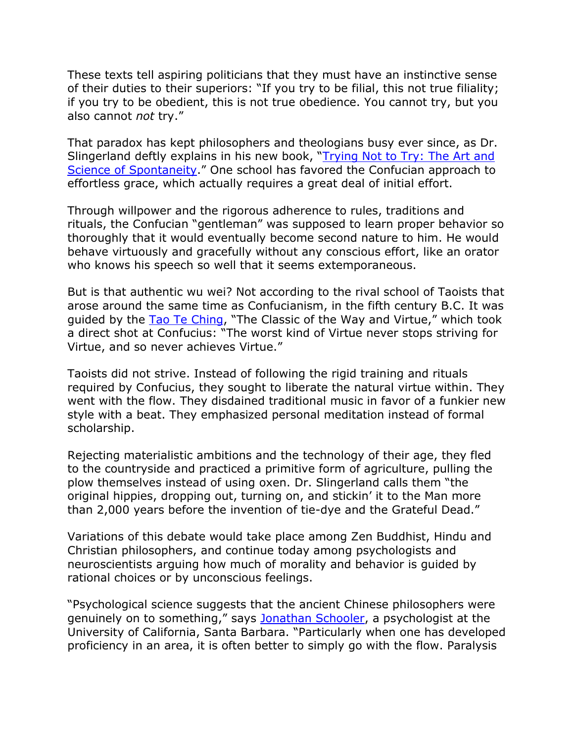These texts tell aspiring politicians that they must have an instinctive sense of their duties to their superiors: "If you try to be filial, this not true filiality; if you try to be obedient, this is not true obedience. You cannot try, but you also cannot *not* try."

That paradox has kept philosophers and theologians busy ever since, as Dr. Slingerland deftly explains in his new book, "[Trying Not to Try: The Art and Science of Spontaneity](#)." One school has favored the Confucian approach to effortless grace, which actually requires a great deal of initial effort.

Through willpower and the rigorous adherence to rules, traditions and rituals, the Confucian "gentleman" was supposed to learn proper behavior so thoroughly that it would eventually become second nature to him. He would behave virtuously and gracefully without any conscious effort, like an orator who knows his speech so well that it seems extemporaneous.

But is that authentic wu wei? Not according to the rival school of Taoists that arose around the same time as Confucianism, in the fifth century B.C. It was guided by the [Tao Te Ching](#), "The Classic of the Way and Virtue," which took a direct shot at Confucius: "The worst kind of Virtue never stops striving for Virtue, and so never achieves Virtue."

Taoists did not strive. Instead of following the rigid training and rituals required by Confucius, they sought to liberate the natural virtue within. They went with the flow. They disdained traditional music in favor of a funkier new style with a beat. They emphasized personal meditation instead of formal scholarship.

Rejecting materialistic ambitions and the technology of their age, they fled to the countryside and practiced a primitive form of agriculture, pulling the plow themselves instead of using oxen. Dr. Slingerland calls them "the original hippies, dropping out, turning on, and stickin' it to the Man more than 2,000 years before the invention of tie-dye and the Grateful Dead."

Variations of this debate would take place among Zen Buddhist, Hindu and Christian philosophers, and continue today among psychologists and neuroscientists arguing how much of morality and behavior is guided by rational choices or by unconscious feelings.

"Psychological science suggests that the ancient Chinese philosophers were genuinely on to something," says [Jonathan Schooler](#), a psychologist at the University of California, Santa Barbara. "Particularly when one has developed proficiency in an area, it is often better to simply go with the flow. Paralysis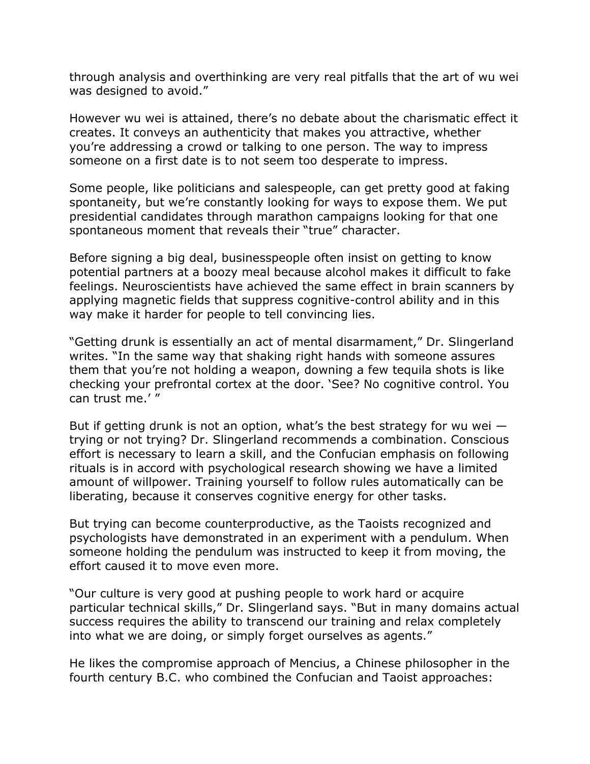through analysis and overthinking are very real pitfalls that the art of wu wei was designed to avoid."

However wu wei is attained, there's no debate about the charismatic effect it creates. It conveys an authenticity that makes you attractive, whether you're addressing a crowd or talking to one person. The way to impress someone on a first date is to not seem too desperate to impress.

Some people, like politicians and salespeople, can get pretty good at faking spontaneity, but we're constantly looking for ways to expose them. We put presidential candidates through marathon campaigns looking for that one spontaneous moment that reveals their "true" character.

Before signing a big deal, businesspeople often insist on getting to know potential partners at a boozy meal because alcohol makes it difficult to fake feelings. Neuroscientists have achieved the same effect in brain scanners by applying magnetic fields that suppress cognitive-control ability and in this way make it harder for people to tell convincing lies.

"Getting drunk is essentially an act of mental disarmament," Dr. Slingerland writes. "In the same way that shaking right hands with someone assures them that you're not holding a weapon, downing a few tequila shots is like checking your prefrontal cortex at the door. 'See? No cognitive control. You can trust me.' "

But if getting drunk is not an option, what's the best strategy for wu wei — trying or not trying? Dr. Slingerland recommends a combination. Conscious effort is necessary to learn a skill, and the Confucian emphasis on following rituals is in accord with psychological research showing we have a limited amount of willpower. Training yourself to follow rules automatically can be liberating, because it conserves cognitive energy for other tasks.

But trying can become counterproductive, as the Taoists recognized and psychologists have demonstrated in an experiment with a pendulum. When someone holding the pendulum was instructed to keep it from moving, the effort caused it to move even more.

"Our culture is very good at pushing people to work hard or acquire particular technical skills," Dr. Slingerland says. "But in many domains actual success requires the ability to transcend our training and relax completely into what we are doing, or simply forget ourselves as agents."

He likes the compromise approach of Mencius, a Chinese philosopher in the fourth century B.C. who combined the Confucian and Taoist approaches: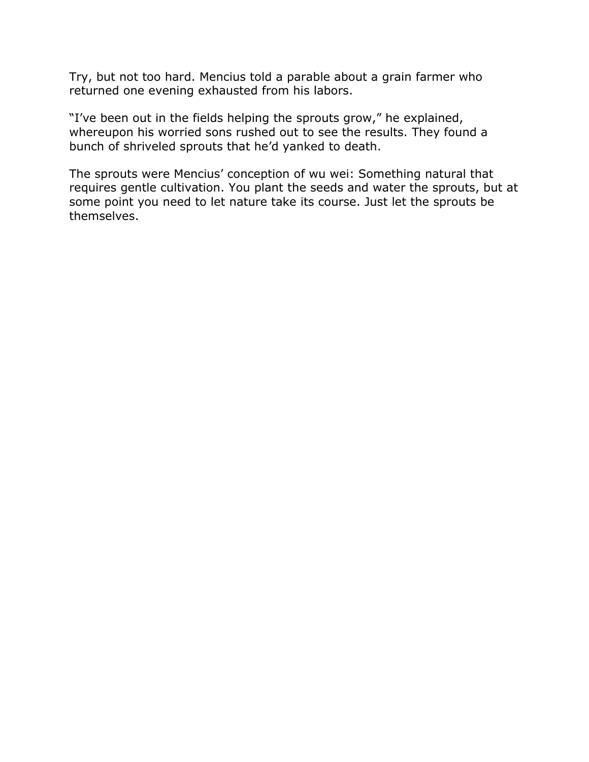Try, but not too hard. Mencius told a parable about a grain farmer who returned one evening exhausted from his labors.

“I’ve been out in the fields helping the sprouts grow,” he explained, whereupon his worried sons rushed out to see the results. They found a bunch of shriveled sprouts that he’d yanked to death.

The sprouts were Mencius’ conception of wu wei: Something natural that requires gentle cultivation. You plant the seeds and water the sprouts, but at some point you need to let nature take its course. Just let the sprouts be themselves.